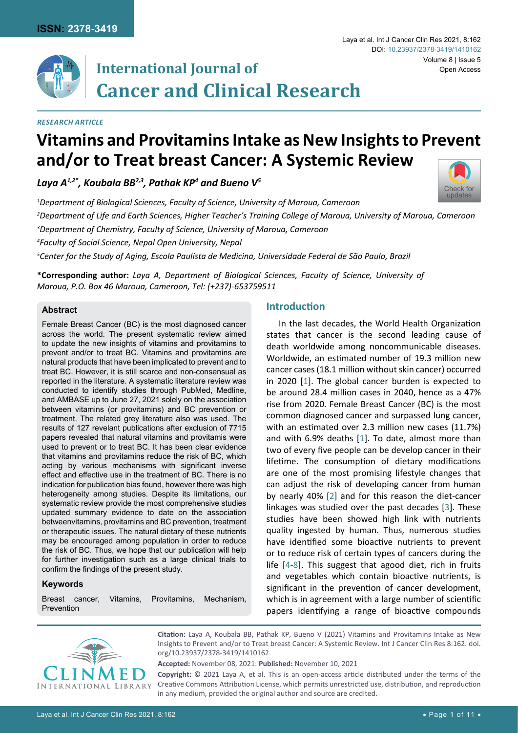ISSN: 2378-3419

# International Journal of Cancer and Clinical Research

*RESEARCH ARTICLE*

# Vitamins and Provitamins Intake as New Insights to Prevent and/or to Treat breast Cancer: A Systemic Review

***Laya A[1,2*], Koubala BB[2,3], Pathak KP[4] and Bueno V[5]***

[1]*Department of Biological Sciences, Faculty of Science, University of Maroua, Cameroon*

[2]*Department of Life and Earth Sciences, Higher Teacher's Training College of Maroua, University of Maroua, Cameroon*

[3]*Department of Chemistry, Faculty of Science, University of Maroua, Cameroon*

[4]*Faculty of Social Science, Nepal Open University, Nepal*

[5]*Center for the Study of Aging, Escola Paulista de Medicina, Universidade Federal de São Paulo, Brazil*

**\*Corresponding author:** *Laya A, Department of Biological Sciences, Faculty of Science, University of Maroua, P.O. Box 46 Maroua, Cameroon, Tel: (+237)-653759511*

### Abstract

Female Breast Cancer (BC) is the most diagnosed cancer across the world. The present systematic review aimed to update the new insights of vitamins and provitamins to prevent and/or to treat BC. Vitamins and provitamins are natural products that have been implicated to prevent and to treat BC. However, it is still scarce and non-consensual as reported in the literature. A systematic literature review was conducted to identify studies through PubMed, Medline, and AMBASE up to June 27, 2021 solely on the association between vitamins (or provitamins) and BC prevention or treatment. The related grey literature also was used. The results of 127 revelant publications after exclusion of 7715 papers revealed that natural vitamins and provitamis were used to prevent or to treat BC. It has been clear evidence that vitamins and provitamins reduce the risk of BC, which acting by various mechanisms with significant inverse effect and effective use in the treatment of BC. There is no indication for publication bias found, however there was high heterogeneity among studies. Despite its limitations, our systematic review provide the most comprehensive studies updated summary evidence to date on the association betweenvitamins, provitamins and BC prevention, treatment or therapeutic issues. The natural dietary of these nutrients may be encouraged among population in order to reduce the risk of BC. Thus, we hope that our publication will help for further investigation such as a large clinical trials to confirm the findings of the present study.

### Keywords

Breast cancer, Vitamins, Provitamins, Mechanism, Prevention

## Introduction

In the last decades, the World Health Organization states that cancer is the second leading cause of death worldwide among noncommunicable diseases. Worldwide, an estimated number of 19.3 million new cancer cases (18.1 million without skin cancer) occurred in 2020 [1]. The global cancer burden is expected to be around 28.4 million cases in 2040, hence as a 47% rise from 2020. Female Breast Cancer (BC) is the most common diagnosed cancer and surpassed lung cancer, with an estimated over 2.3 million new cases (11.7%) and with 6.9% deaths [1]. To date, almost more than two of every five people can be develop cancer in their lifetime. The consumption of dietary modifications are one of the most promising lifestyle changes that can adjust the risk of developing cancer from human by nearly 40% [2] and for this reason the diet-cancer linkages was studied over the past decades [3]. These studies have been showed high link with nutrients quality ingested by human. Thus, numerous studies have identified some bioactive nutrients to prevent or to reduce risk of certain types of cancers during the life [4-8]. This suggest that agood diet, rich in fruits and vegetables which contain bioactive nutrients, is significant in the prevention of cancer development, which is in agreement with a large number of scientific papers identifying a range of bioactive compounds

**Citation:** Laya A, Koubala BB, Pathak KP, Bueno V (2021) Vitamins and Provitamins Intake as New Insights to Prevent and/or to Treat breast Cancer: A Systemic Review. Int J Cancer Clin Res 8:162. doi.org/10.23937/2378-3419/1410162

**Accepted:** November 08, 2021: **Published:** November 10, 2021

**Copyright:** © 2021 Laya A, et al. This is an open-access article distributed under the terms of the Creative Commons Attribution License, which permits unrestricted use, distribution, and reproduction in any medium, provided the original author and source are credited.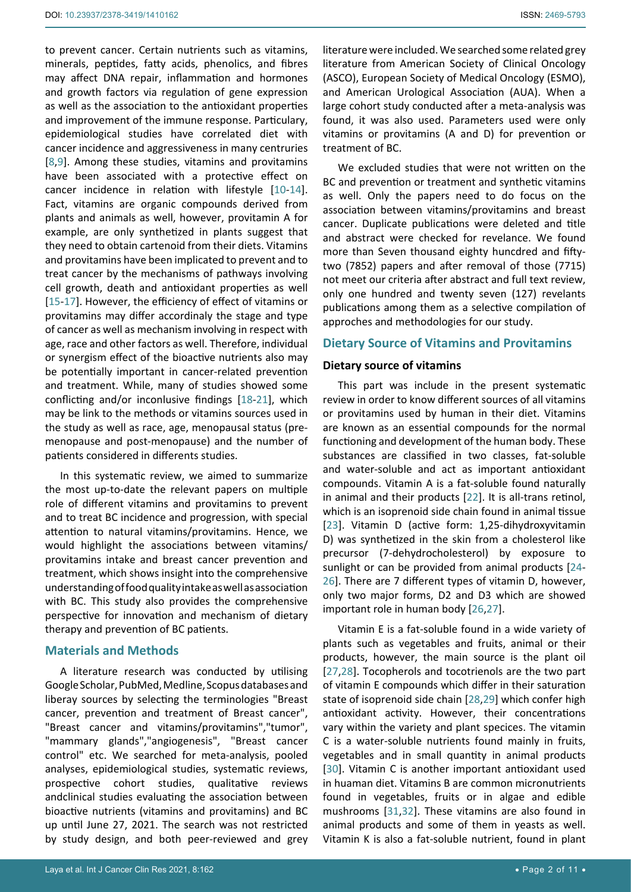to prevent cancer. Certain nutrients such as vitamins, minerals, peptides, fatty acids, phenolics, and fibres may affect DNA repair, inflammation and hormones and growth factors via regulation of gene expression as well as the association to the antioxidant properties and improvement of the immune response. Particulary, epidemiological studies have correlated diet with cancer incidence and aggressiveness in many centruries [8,9]. Among these studies, vitamins and provitamins have been associated with a protective effect on cancer incidence in relation with lifestyle [10-14]. Fact, vitamins are organic compounds derived from plants and animals as well, however, provitamin A for example, are only synthetized in plants suggest that they need to obtain cartenoid from their diets. Vitamins and provitamins have been implicated to prevent and to treat cancer by the mechanisms of pathways involving cell growth, death and antioxidant properties as well [15-17]. However, the efficiency of effect of vitamins or provitamins may differ accordinaly the stage and type of cancer as well as mechanism involving in respect with age, race and other factors as well. Therefore, individual or synergism effect of the bioactive nutrients also may be potentially important in cancer-related prevention and treatment. While, many of studies showed some conflicting and/or inconlusive findings [18-21], which may be link to the methods or vitamins sources used in the study as well as race, age, menopausal status (pre-menopause and post-menopause) and the number of patients considered in differents studies.

In this systematic review, we aimed to summarize the most up-to-date the relevant papers on multiple role of different vitamins and provitamins to prevent and to treat BC incidence and progression, with special attention to natural vitamins/provitamins. Hence, we would highlight the associations between vitamins/provitamins intake and breast cancer prevention and treatment, which shows insight into the comprehensive understanding of food quality intake as well as association with BC. This study also provides the comprehensive perspective for innovation and mechanism of dietary therapy and prevention of BC patients.

## Materials and Methods

A literature research was conducted by utilising Google Scholar, PubMed, Medline, Scopus databases and liberay sources by selecting the terminologies "Breast cancer, prevention and treatment of Breast cancer", "Breast cancer and vitamins/provitamins","tumor", "mammary glands","angiogenesis", "Breast cancer control" etc. We searched for meta-analysis, pooled analyses, epidemiological studies, systematic reviews, prospective cohort studies, qualitative reviews andclinical studies evaluating the association between bioactive nutrients (vitamins and provitamins) and BC up until June 27, 2021. The search was not restricted by study design, and both peer-reviewed and grey literature were included. We searched some related grey literature from American Society of Clinical Oncology (ASCO), European Society of Medical Oncology (ESMO), and American Urological Association (AUA). When a large cohort study conducted after a meta-analysis was found, it was also used. Parameters used were only vitamins or provitamins (A and D) for prevention or treatment of BC.

We excluded studies that were not written on the BC and prevention or treatment and synthetic vitamins as well. Only the papers need to do focus on the association between vitamins/provitamins and breast cancer. Duplicate publications were deleted and title and abstract were checked for revelance. We found more than Seven thousand eighty huncdred and fifty-two (7852) papers and after removal of those (7715) not meet our criteria after abstract and full text review, only one hundred and twenty seven (127) revelants publications among them as a selective compilation of approches and methodologies for our study.

## Dietary Source of Vitamins and Provitamins

### Dietary source of vitamins

This part was include in the present systematic review in order to know different sources of all vitamins or provitamins used by human in their diet. Vitamins are known as an essential compounds for the normal functioning and development of the human body. These substances are classified in two classes, fat-soluble and water-soluble and act as important antioxidant compounds. Vitamin A is a fat-soluble found naturally in animal and their products [22]. It is all-trans retinol, which is an isoprenoid side chain found in animal tissue [23]. Vitamin D (active form: 1,25-dihydroxyvitamin D) was synthetized in the skin from a cholesterol like precursor (7-dehydrocholesterol) by exposure to sunlight or can be provided from animal products [24-26]. There are 7 different types of vitamin D, however, only two major forms, D2 and D3 which are showed important role in human body [26,27].

Vitamin E is a fat-soluble found in a wide variety of plants such as vegetables and fruits, animal or their products, however, the main source is the plant oil [27,28]. Tocopherols and tocotrienols are the two part of vitamin E compounds which differ in their saturation state of isoprenoid side chain [28,29] which confer high antioxidant activity. However, their concentrations vary within the variety and plant specices. The vitamin C is a water-soluble nutrients found mainly in fruits, vegetables and in small quantity in animal products [30]. Vitamin C is another important antioxidant used in huaman diet. Vitamins B are common micronutrients found in vegetables, fruits or in algae and edible mushrooms [31,32]. These vitamins are also found in animal products and some of them in yeasts as well. Vitamin K is also a fat-soluble nutrient, found in plant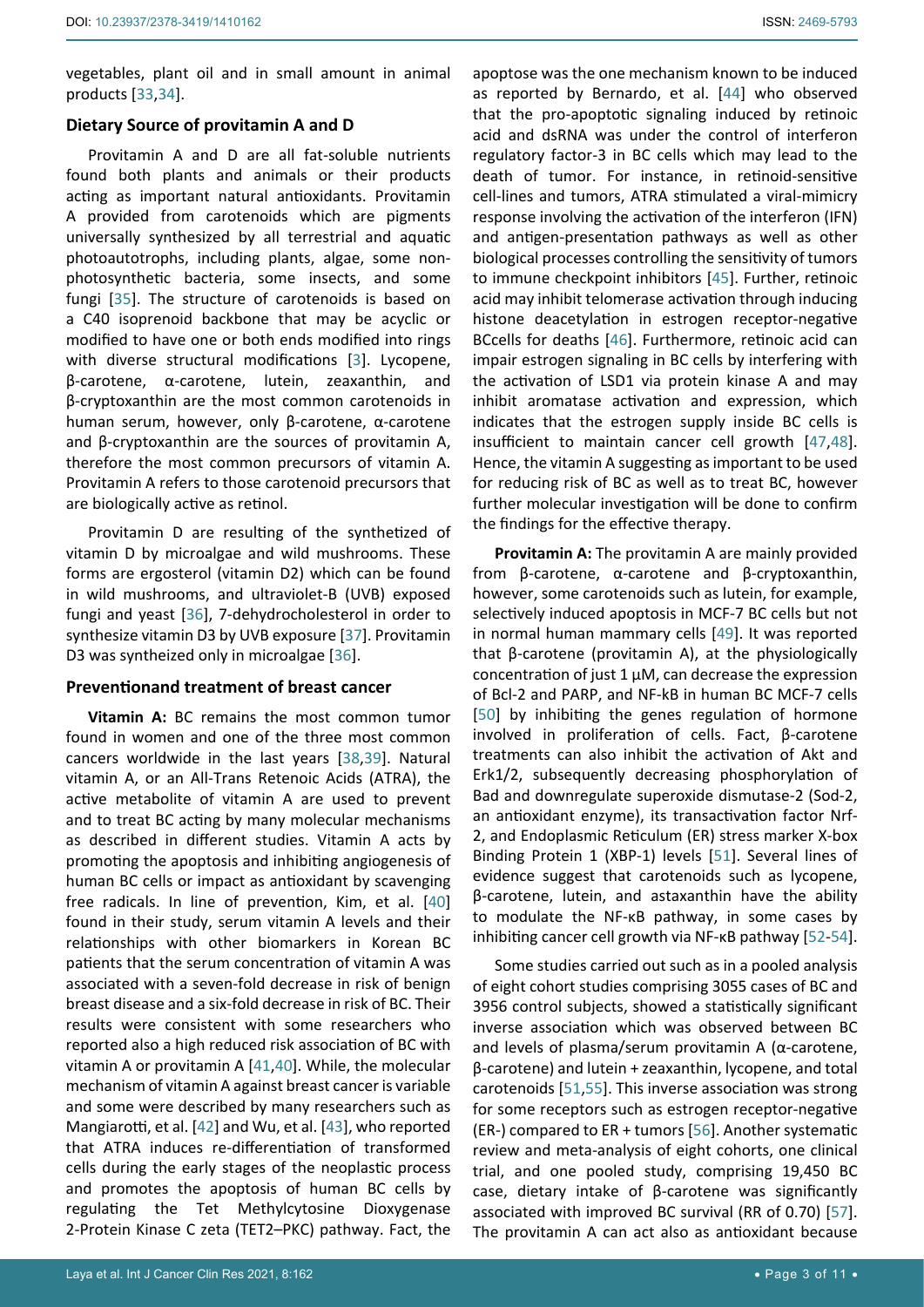vegetables, plant oil and in small amount in animal products [33,34].

## Dietary Source of provitamin A and D

Provitamin A and D are all fat-soluble nutrients found both plants and animals or their products acting as important natural antioxidants. Provitamin A provided from carotenoids which are pigments universally synthesized by all terrestrial and aquatic photoautotrophs, including plants, algae, some non-photosynthetic bacteria, some insects, and some fungi [35]. The structure of carotenoids is based on a C40 isoprenoid backbone that may be acyclic or modified to have one or both ends modified into rings with diverse structural modifications [3]. Lycopene, β-carotene, α-carotene, lutein, zeaxanthin, and β-cryptoxanthin are the most common carotenoids in human serum, however, only β-carotene, α-carotene and β-cryptoxanthin are the sources of provitamin A, therefore the most common precursors of vitamin A. Provitamin A refers to those carotenoid precursors that are biologically active as retinol.

Provitamin D are resulting of the synthetized of vitamin D by microalgae and wild mushrooms. These forms are ergosterol (vitamin D2) which can be found in wild mushrooms, and ultraviolet-B (UVB) exposed fungi and yeast [36], 7-dehydrocholesterol in order to synthesize vitamin D3 by UVB exposure [37]. Provitamin D3 was syntheized only in microalgae [36].

## Preventionand treatment of breast cancer

**Vitamin A:** BC remains the most common tumor found in women and one of the three most common cancers worldwide in the last years [38,39]. Natural vitamin A, or an All-Trans Retenoic Acids (ATRA), the active metabolite of vitamin A are used to prevent and to treat BC acting by many molecular mechanisms as described in different studies. Vitamin A acts by promoting the apoptosis and inhibiting angiogenesis of human BC cells or impact as antioxidant by scavenging free radicals. In line of prevention, Kim, et al. [40] found in their study, serum vitamin A levels and their relationships with other biomarkers in Korean BC patients that the serum concentration of vitamin A was associated with a seven-fold decrease in risk of benign breast disease and a six-fold decrease in risk of BC. Their results were consistent with some researchers who reported also a high reduced risk association of BC with vitamin A or provitamin A [41,40]. While, the molecular mechanism of vitamin A against breast cancer is variable and some were described by many researchers such as Mangiarotti, et al. [42] and Wu, et al. [43], who reported that ATRA induces re-differentiation of transformed cells during the early stages of the neoplastic process and promotes the apoptosis of human BC cells by regulating the Tet Methylcytosine Dioxygenase 2-Protein Kinase C zeta (TET2–PKC) pathway. Fact, the apoptose was the one mechanism known to be induced as reported by Bernardo, et al. [44] who observed that the pro-apoptotic signaling induced by retinoic acid and dsRNA was under the control of interferon regulatory factor-3 in BC cells which may lead to the death of tumor. For instance, in retinoid-sensitive cell-lines and tumors, ATRA stimulated a viral-mimicry response involving the activation of the interferon (IFN) and antigen-presentation pathways as well as other biological processes controlling the sensitivity of tumors to immune checkpoint inhibitors [45]. Further, retinoic acid may inhibit telomerase activation through inducing histone deacetylation in estrogen receptor-negative BCcells for deaths [46]. Furthermore, retinoic acid can impair estrogen signaling in BC cells by interfering with the activation of LSD1 via protein kinase A and may inhibit aromatase activation and expression, which indicates that the estrogen supply inside BC cells is insufficient to maintain cancer cell growth [47,48]. Hence, the vitamin A suggesting as important to be used for reducing risk of BC as well as to treat BC, however further molecular investigation will be done to confirm the findings for the effective therapy.

**Provitamin A:** The provitamin A are mainly provided from β-carotene, α-carotene and β-cryptoxanthin, however, some carotenoids such as lutein, for example, selectively induced apoptosis in MCF-7 BC cells but not in normal human mammary cells [49]. It was reported that β-carotene (provitamin A), at the physiologically concentration of just 1 μM, can decrease the expression of Bcl-2 and PARP, and NF-kB in human BC MCF-7 cells [50] by inhibiting the genes regulation of hormone involved in proliferation of cells. Fact, β-carotene treatments can also inhibit the activation of Akt and Erk1/2, subsequently decreasing phosphorylation of Bad and downregulate superoxide dismutase-2 (Sod-2, an antioxidant enzyme), its transactivation factor Nrf-2, and Endoplasmic Reticulum (ER) stress marker X-box Binding Protein 1 (XBP-1) levels [51]. Several lines of evidence suggest that carotenoids such as lycopene, β-carotene, lutein, and astaxanthin have the ability to modulate the NF-κB pathway, in some cases by inhibiting cancer cell growth via NF-κB pathway [52-54].

Some studies carried out such as in a pooled analysis of eight cohort studies comprising 3055 cases of BC and 3956 control subjects, showed a statistically significant inverse association which was observed between BC and levels of plasma/serum provitamin A (α-carotene, β-carotene) and lutein + zeaxanthin, lycopene, and total carotenoids [51,55]. This inverse association was strong for some receptors such as estrogen receptor-negative (ER-) compared to ER + tumors [56]. Another systematic review and meta-analysis of eight cohorts, one clinical trial, and one pooled study, comprising 19,450 BC case, dietary intake of β-carotene was significantly associated with improved BC survival (RR of 0.70) [57]. The provitamin A can act also as antioxidant because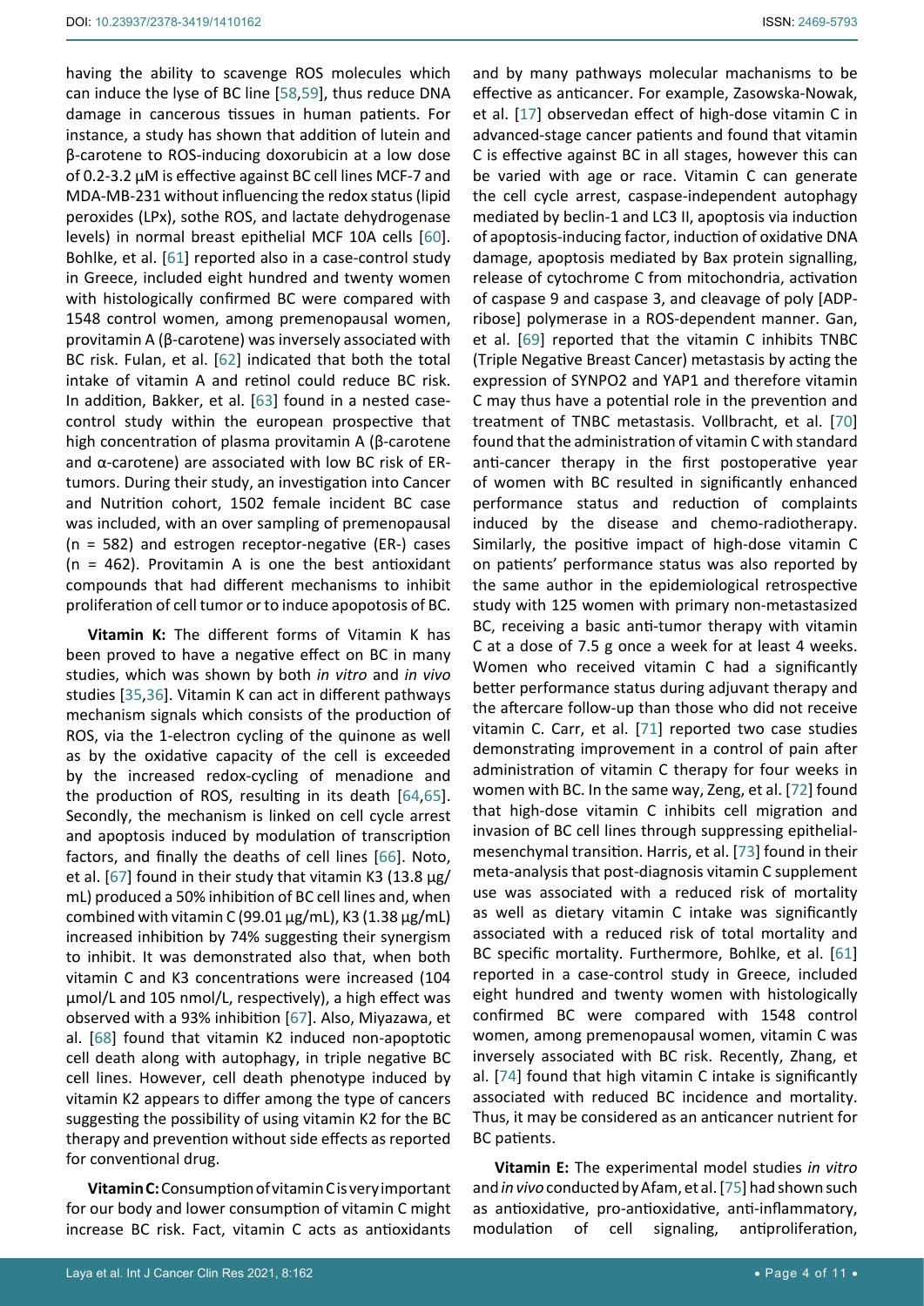having the ability to scavenge ROS molecules which can induce the lyse of BC line [58,59], thus reduce DNA damage in cancerous tissues in human patients. For instance, a study has shown that addition of lutein and β-carotene to ROS-inducing doxorubicin at a low dose of 0.2-3.2 µM is effective against BC cell lines MCF-7 and MDA-MB-231 without influencing the redox status (lipid peroxides (LPx), sothe ROS, and lactate dehydrogenase levels) in normal breast epithelial MCF 10A cells [60]. Bohlke, et al. [61] reported also in a case-control study in Greece, included eight hundred and twenty women with histologically confirmed BC were compared with 1548 control women, among premenopausal women, provitamin A (β-carotene) was inversely associated with BC risk. Fulan, et al. [62] indicated that both the total intake of vitamin A and retinol could reduce BC risk. In addition, Bakker, et al. [63] found in a nested case-control study within the european prospective that high concentration of plasma provitamin A (β-carotene and α-carotene) are associated with low BC risk of ER-tumors. During their study, an investigation into Cancer and Nutrition cohort, 1502 female incident BC case was included, with an over sampling of premenopausal (n = 582) and estrogen receptor-negative (ER-) cases (n = 462). Provitamin A is one the best antioxidant compounds that had different mechanisms to inhibit proliferation of cell tumor or to induce apopotosis of BC.

**Vitamin K:** The different forms of Vitamin K has been proved to have a negative effect on BC in many studies, which was shown by both *in vitro* and *in vivo* studies [35,36]. Vitamin K can act in different pathways mechanism signals which consists of the production of ROS, via the 1-electron cycling of the quinone as well as by the oxidative capacity of the cell is exceeded by the increased redox-cycling of menadione and the production of ROS, resulting in its death [64,65]. Secondly, the mechanism is linked on cell cycle arrest and apoptosis induced by modulation of transcription factors, and finally the deaths of cell lines [66]. Noto, et al. [67] found in their study that vitamin K3 (13.8 µg/mL) produced a 50% inhibition of BC cell lines and, when combined with vitamin C (99.01 µg/mL), K3 (1.38 µg/mL) increased inhibition by 74% suggesting their synergism to inhibit. It was demonstrated also that, when both vitamin C and K3 concentrations were increased (104 µmol/L and 105 nmol/L, respectively), a high effect was observed with a 93% inhibition [67]. Also, Miyazawa, et al. [68] found that vitamin K2 induced non-apoptotic cell death along with autophagy, in triple negative BC cell lines. However, cell death phenotype induced by vitamin K2 appears to differ among the type of cancers suggesting the possibility of using vitamin K2 for the BC therapy and prevention without side effects as reported for conventional drug.

**Vitamin C:** Consumption of vitamin C is very important for our body and lower consumption of vitamin C might increase BC risk. Fact, vitamin C acts as antioxidants and by many pathways molecular machanisms to be effective as anticancer. For example, Zasowska-Nowak, et al. [17] observedan effect of high-dose vitamin C in advanced-stage cancer patients and found that vitamin C is effective against BC in all stages, however this can be varied with age or race. Vitamin C can generate the cell cycle arrest, caspase-independent autophagy mediated by beclin-1 and LC3 II, apoptosis via induction of apoptosis-inducing factor, induction of oxidative DNA damage, apoptosis mediated by Bax protein signalling, release of cytochrome C from mitochondria, activation of caspase 9 and caspase 3, and cleavage of poly [ADP-ribose] polymerase in a ROS-dependent manner. Gan, et al. [69] reported that the vitamin C inhibits TNBC (Triple Negative Breast Cancer) metastasis by acting the expression of SYNPO2 and YAP1 and therefore vitamin C may thus have a potential role in the prevention and treatment of TNBC metastasis. Vollbracht, et al. [70] found that the administration of vitamin C with standard anti-cancer therapy in the first postoperative year of women with BC resulted in significantly enhanced performance status and reduction of complaints induced by the disease and chemo-radiotherapy. Similarly, the positive impact of high-dose vitamin C on patients' performance status was also reported by the same author in the epidemiological retrospective study with 125 women with primary non-metastasized BC, receiving a basic anti-tumor therapy with vitamin C at a dose of 7.5 g once a week for at least 4 weeks. Women who received vitamin C had a significantly better performance status during adjuvant therapy and the aftercare follow-up than those who did not receive vitamin C. Carr, et al. [71] reported two case studies demonstrating improvement in a control of pain after administration of vitamin C therapy for four weeks in women with BC. In the same way, Zeng, et al. [72] found that high-dose vitamin C inhibits cell migration and invasion of BC cell lines through suppressing epithelial-mesenchymal transition. Harris, et al. [73] found in their meta-analysis that post-diagnosis vitamin C supplement use was associated with a reduced risk of mortality as well as dietary vitamin C intake was significantly associated with a reduced risk of total mortality and BC specific mortality. Furthermore, Bohlke, et al. [61] reported in a case-control study in Greece, included eight hundred and twenty women with histologically confirmed BC were compared with 1548 control women, among premenopausal women, vitamin C was inversely associated with BC risk. Recently, Zhang, et al. [74] found that high vitamin C intake is significantly associated with reduced BC incidence and mortality. Thus, it may be considered as an anticancer nutrient for BC patients.

**Vitamin E:** The experimental model studies *in vitro* and *in vivo* conducted by Afam, et al. [75] had shown such as antioxidative, pro-antioxidative, anti-inflammatory, modulation of cell signaling, antiproliferation,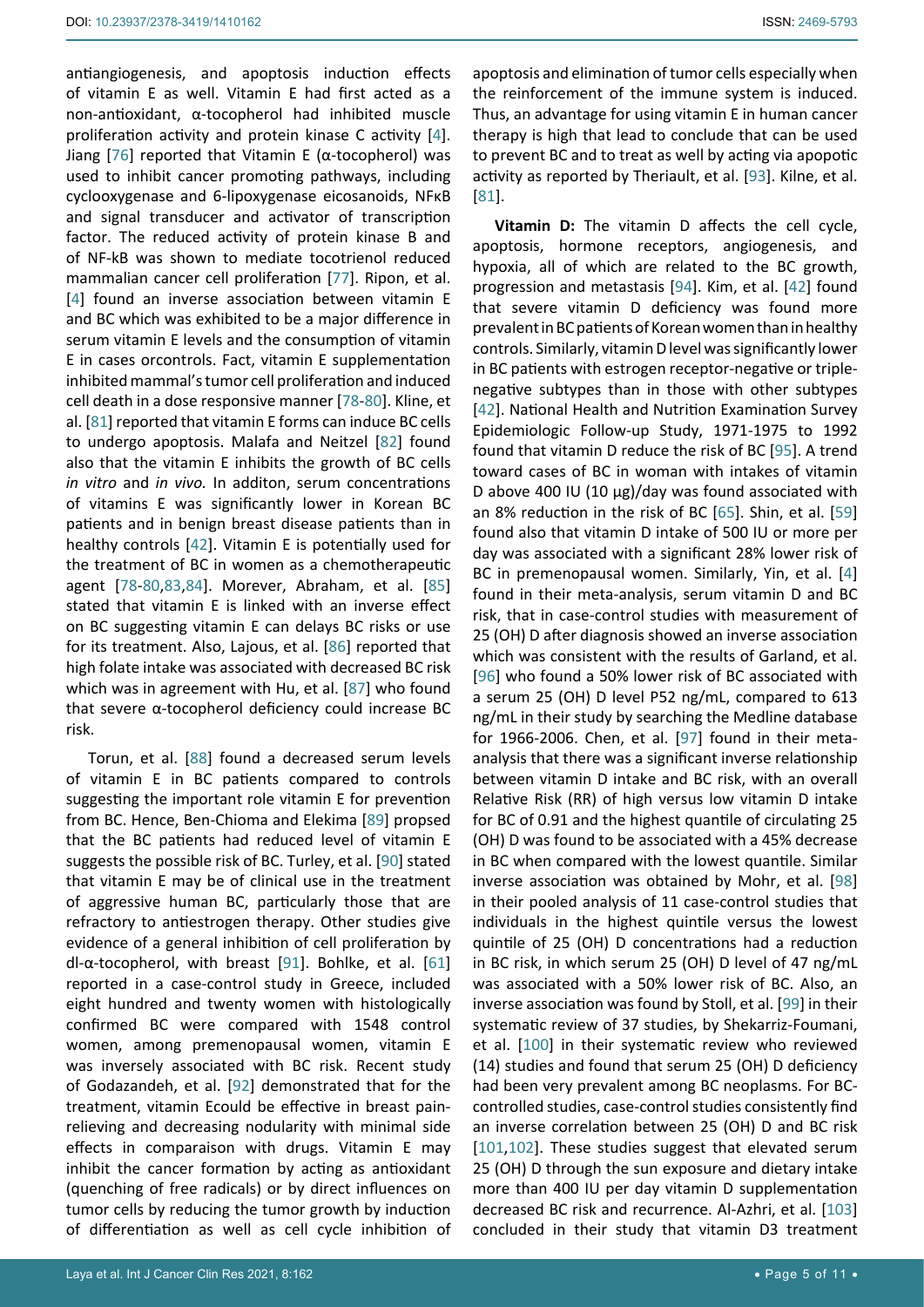antiangiogenesis, and apoptosis induction effects of vitamin E as well. Vitamin E had first acted as a non-antioxidant, α-tocopherol had inhibited muscle proliferation activity and protein kinase C activity [4]. Jiang [76] reported that Vitamin E (α-tocopherol) was used to inhibit cancer promoting pathways, including cyclooxygenase and 6-lipoxygenase eicosanoils, NFκB and signal transducer and activator of transcription factor. The reduced activity of protein kinase B and of NF-kB was shown to mediate tocotrienol reduced mammalian cancer cell proliferation [77]. Ripon, et al. [4] found an inverse association between vitamin E and BC which was exhibited to be a major difference in serum vitamin E levels and the consumption of vitamin E in cases orcontrols. Fact, vitamin E supplementation inhibited mammal's tumor cell proliferation and induced cell death in a dose responsive manner [78-80]. Kline, et al. [81] reported that vitamin E forms can induce BC cells to undergo apoptosis. Malafa and Neitzel [82] found also that the vitamin E inhibits the growth of BC cells *in vitro* and *in vivo.* In additon, serum concentrations of vitamins E was significantly lower in Korean BC patients and in benign breast disease patients than in healthy controls [42]. Vitamin E is potentially used for the treatment of BC in women as a chemotherapeutic agent [78-80,83,84]. Morever, Abraham, et al. [85] stated that vitamin E is linked with an inverse effect on BC suggesting vitamin E can delays BC risks or use for its treatment. Also, Lajous, et al. [86] reported that high folate intake was associated with decreased BC risk which was in agreement with Hu, et al. [87] who found that severe α-tocopherol deficiency could increase BC risk.

Torun, et al. [88] found a decreased serum levels of vitamin E in BC patients compared to controls suggesting the important role vitamin E for prevention from BC. Hence, Ben-Chioma and Elekima [89] propsed that the BC patients had reduced level of vitamin E suggests the possible risk of BC. Turley, et al. [90] stated that vitamin E may be of clinical use in the treatment of aggressive human BC, particularly those that are refractory to antiestrogen therapy. Other studies give evidence of a general inhibition of cell proliferation by dl-α-tocopherol, with breast [91]. Bohlke, et al. [61] reported in a case-control study in Greece, included eight hundred and twenty women with histologically confirmed BC were compared with 1548 control women, among premenopausal women, vitamin E was inversely associated with BC risk. Recent study of Godazandeh, et al. [92] demonstrated that for the treatment, vitamin Ecould be effective in breast pain-relieving and decreasing nodularity with minimal side effects in comparaison with drugs. Vitamin E may inhibit the cancer formation by acting as antioxidant (quenching of free radicals) or by direct influences on tumor cells by reducing the tumor growth by induction of differentiation as well as cell cycle inhibition of apoptosis and elimination of tumor cells especially when the reinforcement of the immune system is induced. Thus, an advantage for using vitamin E in human cancer therapy is high that lead to conclude that can be used to prevent BC and to treat as well by acting via apopotic activity as reported by Theriault, et al. [93]. Kilne, et al. [81].

**Vitamin D:** The vitamin D affects the cell cycle, apoptosis, hormone receptors, angiogenesis, and hypoxia, all of which are related to the BC growth, progression and metastasis [94]. Kim, et al. [42] found that severe vitamin D deficiency was found more prevalent in BC patients of Korean women than in healthy controls. Similarly, vitamin D level was significantly lower in BC patients with estrogen receptor-negative or triple-negative subtypes than in those with other subtypes [42]. National Health and Nutrition Examination Survey Epidemiologic Follow-up Study, 1971-1975 to 1992 found that vitamin D reduce the risk of BC [95]. A trend toward cases of BC in woman with intakes of vitamin D above 400 IU (10 μg)/day was found associated with an 8% reduction in the risk of BC [65]. Shin, et al. [59] found also that vitamin D intake of 500 IU or more per day was associated with a significant 28% lower risk of BC in premenopausal women. Similarly, Yin, et al. [4] found in their meta-analysis, serum vitamin D and BC risk, that in case-control studies with measurement of 25 (OH) D after diagnosis showed an inverse association which was consistent with the results of Garland, et al. [96] who found a 50% lower risk of BC associated with a serum 25 (OH) D level P52 ng/mL, compared to 613 ng/mL in their study by searching the Medline database for 1966-2006. Chen, et al. [97] found in their meta-analysis that there was a significant inverse relationship between vitamin D intake and BC risk, with an overall Relative Risk (RR) of high versus low vitamin D intake for BC of 0.91 and the highest quantile of circulating 25 (OH) D was found to be associated with a 45% decrease in BC when compared with the lowest quantile. Similar inverse association was obtained by Mohr, et al. [98] in their pooled analysis of 11 case-control studies that individuals in the highest quintile versus the lowest quintile of 25 (OH) D concentrations had a reduction in BC risk, in which serum 25 (OH) D level of 47 ng/mL was associated with a 50% lower risk of BC. Also, an inverse association was found by Stoll, et al. [99] in their systematic review of 37 studies, by Shekarriz-Foumani, et al. [100] in their systematic review who reviewed (14) studies and found that serum 25 (OH) D deficiency had been very prevalent among BC neoplasms. For BC-controlled studies, case-control studies consistently find an inverse correlation between 25 (OH) D and BC risk [101,102]. These studies suggest that elevated serum 25 (OH) D through the sun exposure and dietary intake more than 400 IU per day vitamin D supplementation decreased BC risk and recurrence. Al-Azhri, et al. [103] concluded in their study that vitamin D3 treatment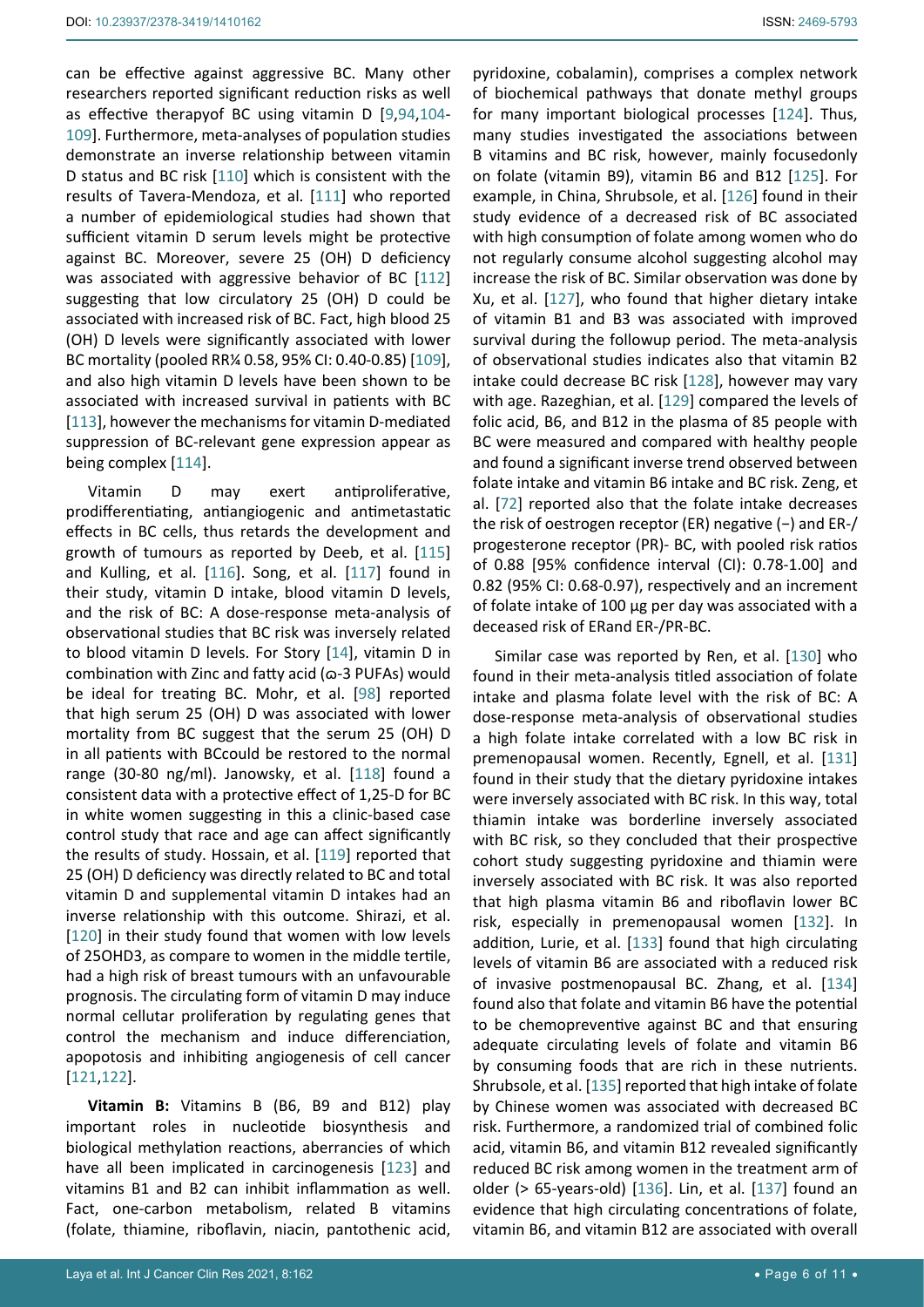can be effective against aggressive BC. Many other researchers reported significant reduction risks as well as effective therapyof BC using vitamin D [9,94,104-109]. Furthermore, meta-analyses of population studies demonstrate an inverse relationship between vitamin D status and BC risk [110] which is consistent with the results of Tavera-Mendoza, et al. [111] who reported a number of epidemiological studies had shown that sufficient vitamin D serum levels might be protective against BC. Moreover, severe 25 (OH) D deficiency was associated with aggressive behavior of BC [112] suggesting that low circulatory 25 (OH) D could be associated with increased risk of BC. Fact, high blood 25 (OH) D levels were significantly associated with lower BC mortality (pooled RR¼ 0.58, 95% CI: 0.40-0.85) [109], and also high vitamin D levels have been shown to be associated with increased survival in patients with BC [113], however the mechanisms for vitamin D-mediated suppression of BC-relevant gene expression appear as being complex [114].

Vitamin D may exert antiproliferative, prodifferentiating, antiangiogenic and antimetastatic effects in BC cells, thus retards the development and growth of tumours as reported by Deeb, et al. [115] and Kulling, et al. [116]. Song, et al. [117] found in their study, vitamin D intake, blood vitamin D levels, and the risk of BC: A dose-response meta-analysis of observational studies that BC risk was inversely related to blood vitamin D levels. For Story [14], vitamin D in combination with Zinc and fatty acid (ω-3 PUFAs) would be ideal for treating BC. Mohr, et al. [98] reported that high serum 25 (OH) D was associated with lower mortality from BC suggest that the serum 25 (OH) D in all patients with BCcould be restored to the normal range (30-80 ng/ml). Janowsky, et al. [118] found a consistent data with a protective effect of 1,25-D for BC in white women suggesting in this a clinic-based case control study that race and age can affect significantly the results of study. Hossain, et al. [119] reported that 25 (OH) D deficiency was directly related to BC and total vitamin D and supplemental vitamin D intakes had an inverse relationship with this outcome. Shirazi, et al. [120] in their study found that women with low levels of 25OHD3, as compare to women in the middle tertile, had a high risk of breast tumours with an unfavourable prognosis. The circulating form of vitamin D may induce normal cellular proliferation by regulating genes that control the mechanism and induce differenciation, apoptosis and inhibiting angiogenesis of cell cancer [121,122].

**Vitamin B:** Vitamins B (B6, B9 and B12) play important roles in nucleotide biosynthesis and biological methylation reactions, aberrancies of which have all been implicated in carcinogenesis [123] and vitamins B1 and B2 can inhibit inflammation as well. Fact, one-carbon metabolism, related B vitamins (folate, thiamine, riboflavin, niacin, pantothenic acid, pyridoxine, cobalamin), comprises a complex network of biochemical pathways that donate methyl groups for many important biological processes [124]. Thus, many studies investigated the associations between B vitamins and BC risk, however, mainly focusedonly on folate (vitamin B9), vitamin B6 and B12 [125]. For example, in China, Shrubsole, et al. [126] found in their study evidence of a decreased risk of BC associated with high consumption of folate among women who do not regularly consume alcohol suggesting alcohol may increase the risk of BC. Similar observation was done by Xu, et al. [127], who found that higher dietary intake of vitamin B1 and B3 was associated with improved survival during the followup period. The meta-analysis of observational studies indicates also that vitamin B2 intake could decrease BC risk [128], however may vary with age. Razeghian, et al. [129] compared the levels of folic acid, B6, and B12 in the plasma of 85 people with BC were measured and compared with healthy people and found a significant inverse trend observed between folate intake and vitamin B6 intake and BC risk. Zeng, et al. [72] reported also that the folate intake decreases the risk of oestrogen receptor (ER) negative (−) and ER-/progesterone receptor (PR)- BC, with pooled risk ratios of 0.88 [95% confidence interval (CI): 0.78-1.00] and 0.82 (95% CI: 0.68-0.97), respectively and an increment of folate intake of 100 μg per day was associated with a deceased risk of ERand ER-/PR-BC.

Similar case was reported by Ren, et al. [130] who found in their meta-analysis titled association of folate intake and plasma folate level with the risk of BC: A dose-response meta-analysis of observational studies a high folate intake correlated with a low BC risk in premenopausal women. Recently, Egnell, et al. [131] found in their study that the dietary pyridoxine intakes were inversely associated with BC risk. In this way, total thiamin intake was borderline inversely associated with BC risk, so they concluded that their prospective cohort study suggesting pyridoxine and thiamin were inversely associated with BC risk. It was also reported that high plasma vitamin B6 and riboflavin lower BC risk, especially in premenopausal women [132]. In addition, Lurie, et al. [133] found that high circulating levels of vitamin B6 are associated with a reduced risk of invasive postmenopausal BC. Zhang, et al. [134] found also that folate and vitamin B6 have the potential to be chemopreventive against BC and that ensuring adequate circulating levels of folate and vitamin B6 by consuming foods that are rich in these nutrients. Shrubsole, et al. [135] reported that high intake of folate by Chinese women was associated with decreased BC risk. Furthermore, a randomized trial of combined folic acid, vitamin B6, and vitamin B12 revealed significantly reduced BC risk among women in the treatment arm of older (> 65-years-old) [136]. Lin, et al. [137] found an evidence that high circulating concentrations of folate, vitamin B6, and vitamin B12 are associated with overall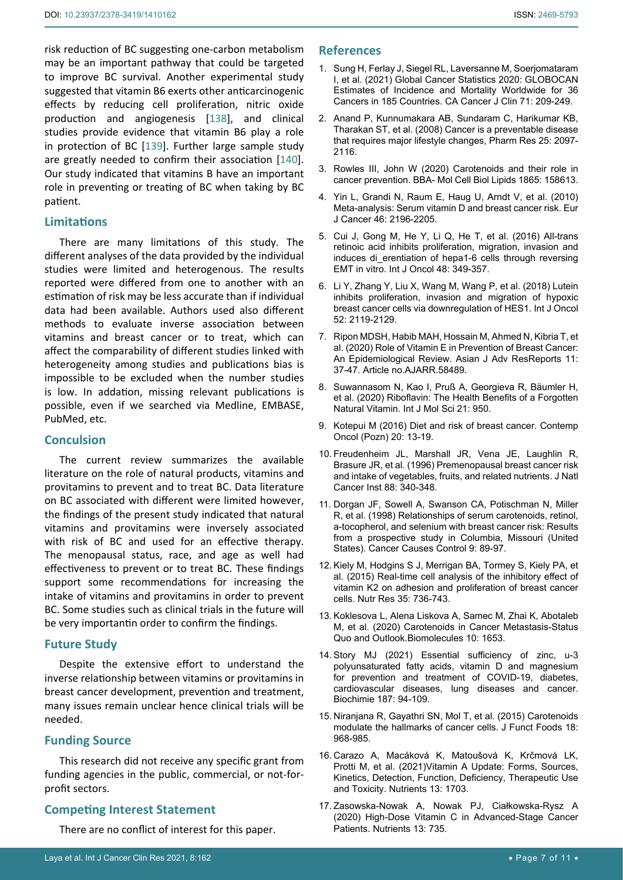risk reduction of BC suggesting one-carbon metabolism may be an important pathway that could be targeted to improve BC survival. Another experimental study suggested that vitamin B6 exerts other anticarcinogenic effects by reducing cell proliferation, nitric oxide production and angiogenesis [138], and clinical studies provide evidence that vitamin B6 play a role in protection of BC [139]. Further large sample study are greatly needed to confirm their association [140]. Our study indicated that vitamins B have an important role in preventing or treating of BC when taking by BC patient.

## Limitations

There are many limitations of this study. The different analyses of the data provided by the individual studies were limited and heterogenous. The results reported were differed from one to another with an estimation of risk may be less accurate than if individual data had been available. Authors used also different methods to evaluate inverse association between vitamins and breast cancer or to treat, which can affect the comparability of different studies linked with heterogeneity among studies and publications bias is impossible to be excluded when the number studies is low. In addation, missing relevant publications is possible, even if we searched via Medline, EMBASE, PubMed, etc.

## Conclusion

The current review summarizes the available literature on the role of natural products, vitamins and provitamins to prevent and to treat BC. Data literature on BC associated with different were limited however, the findings of the present study indicated that natural vitamins and provitamins were inversely associated with risk of BC and used for an effective therapy. The menopausal status, race, and age as well had effectiveness to prevent or to treat BC. These findings support some recommendations for increasing the intake of vitamins and provitamins in order to prevent BC. Some studies such as clinical trials in the future will be very importantin order to confirm the findings.

## Future Study

Despite the extensive effort to understand the inverse relationship between vitamins or provitamins in breast cancer development, prevention and treatment, many issues remain unclear hence clinical trials will be needed.

## Funding Source

This research did not receive any specific grant from funding agencies in the public, commercial, or not-for-profit sectors.

## Competing Interest Statement

There are no conflict of interest for this paper.

## References

1. Sung H, Ferlay J, Siegel RL, Laversanne M, Soerjomataram I, et al. (2021) Global Cancer Statistics 2020: GLOBOCAN Estimates of Incidence and Mortality Worldwide for 36 Cancers in 185 Countries. CA Cancer J Clin 71: 209-249.
2. Anand P, Kunnumakara AB, Sundaram C, Harikumar KB, Tharakan ST, et al. (2008) Cancer is a preventable disease that requires major lifestyle changes, Pharm Res 25: 2097-2116.
3. Rowles III, John W (2020) Carotenoids and their role in cancer prevention. BBA- Mol Cell Biol Lipids 1865: 158613.
4. Yin L, Grandi N, Raum E, Haug U, Arndt V, et al. (2010) Meta-analysis: Serum vitamin D and breast cancer risk. Eur J Cancer 46: 2196-2205.
5. Cui J, Gong M, He Y, Li Q, He T, et al. (2016) All-trans retinoic acid inhibits proliferation, migration, invasion and induces di_erentiation of hepa1-6 cells through reversing EMT in vitro. Int J Oncol 48: 349-357.
6. Li Y, Zhang Y, Liu X, Wang M, Wang P, et al. (2018) Lutein inhibits proliferation, invasion and migration of hypoxic breast cancer cells via downregulation of HES1. Int J Oncol 52: 2119-2129.
7. Ripon MDSH, Habib MAH, Hossain M, Ahmed N, Kibria T, et al. (2020) Role of Vitamin E in Prevention of Breast Cancer: An Epidemiological Review. Asian J Adv ResReports 11: 37-47. Article no.AJARR.58489.
8. Suwannasom N, Kao I, Pruß A, Georgieva R, Bäumler H, et al. (2020) Riboflavin: The Health Benefits of a Forgotten Natural Vitamin. Int J Mol Sci 21: 950.
9. Kotepui M (2016) Diet and risk of breast cancer. Contemp Oncol (Pozn) 20: 13-19.
10. Freudenheim JL, Marshall JR, Vena JE, Laughlin R, Brasure JR, et al. (1996) Premenopausal breast cancer risk and intake of vegetables, fruits, and related nutrients. J Natl Cancer Inst 88: 340-348.
11. Dorgan JF, Sowell A, Swanson CA, Potischman N, Miller R, et al. (1998) Relationships of serum carotenoids, retinol, a-tocopherol, and selenium with breast cancer risk: Results from a prospective study in Columbia, Missouri (United States). Cancer Causes Control 9: 89-97.
12. Kiely M, Hodgins S J, Merrigan BA, Tormey S, Kiely PA, et al. (2015) Real-time cell analysis of the inhibitory effect of vitamin K2 on adhesion and proliferation of breast cancer cells. Nutr Res 35: 736-743.
13. Koklesova L, Alena Liskova A, Samec M, Zhai K, Abotaleb M, et al. (2020) Carotenoids in Cancer Metastasis-Status Quo and Outlook.Biomolecules 10: 1653.
14. Story MJ (2021) Essential sufficiency of zinc, u-3 polyunsaturated fatty acids, vitamin D and magnesium for prevention and treatment of COVID-19, diabetes, cardiovascular diseases, lung diseases and cancer. Biochimie 187: 94-109.
15. Niranjana R, Gayathri SN, Mol T, et al. (2015) Carotenoids modulate the hallmarks of cancer cells. J Funct Foods 18: 968-985.
16. Carazo A, Macáková K, Matoušová K, Krčmová LK, Protti M, et al. (2021)Vitamin A Update: Forms, Sources, Kinetics, Detection, Function, Deficiency, Therapeutic Use and Toxicity. Nutrients 13: 1703.
17. Zasowska-Nowak A, Nowak PJ, Ciałkowska-Rysz A (2020) High-Dose Vitamin C in Advanced-Stage Cancer Patients. Nutrients 13: 735.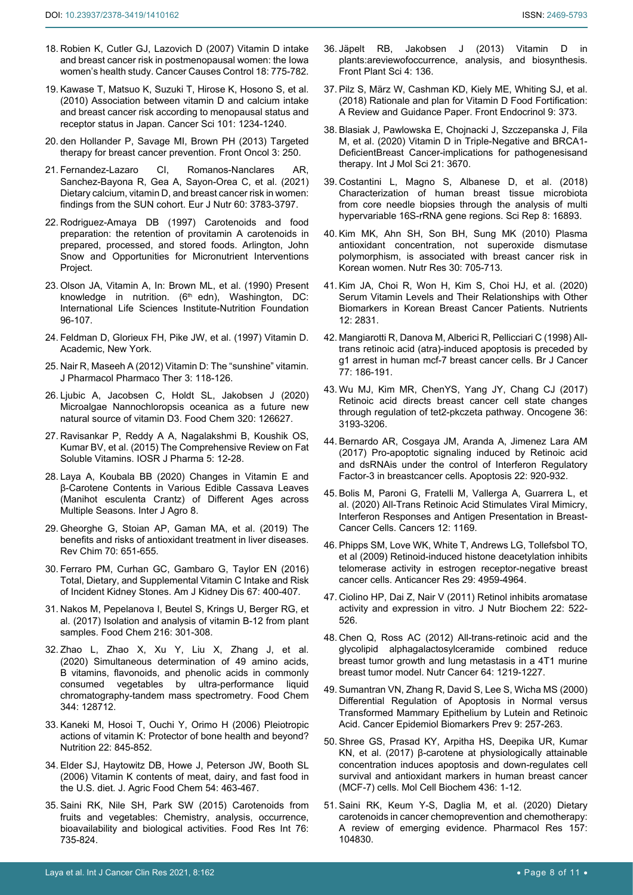18. Robien K, Cutler GJ, Lazovich D (2007) Vitamin D intake and breast cancer risk in postmenopausal women: the Iowa women's health study. Cancer Causes Control 18: 775-782.

19. Kawase T, Matsuo K, Suzuki T, Hirose K, Hosono S, et al. (2010) Association between vitamin D and calcium intake and breast cancer risk according to menopausal status and receptor status in Japan. Cancer Sci 101: 1234-1240.

20. den Hollander P, Savage MI, Brown PH (2013) Targeted therapy for breast cancer prevention. Front Oncol 3: 250.

21. Fernandez-Lazaro CI, Romanos-Nanclares AR, Sanchez-Bayona R, Gea A, Sayon-Orea C, et al. (2021) Dietary calcium, vitamin D, and breast cancer risk in women: findings from the SUN cohort. Eur J Nutr 60: 3783-3797.

22. Rodriguez-Amaya DB (1997) Carotenoids and food preparation: the retention of provitamin A carotenoids in prepared, processed, and stored foods. Arlington, John Snow and Opportunities for Micronutrient Interventions Project.

23. Olson JA, Vitamin A, In: Brown ML, et al. (1990) Present knowledge in nutrition. (6th edn), Washington, DC: International Life Sciences Institute-Nutrition Foundation 96-107.

24. Feldman D, Glorieux FH, Pike JW, et al. (1997) Vitamin D. Academic, New York.

25. Nair R, Maseeh A (2012) Vitamin D: The "sunshine" vitamin. J Pharmacol Pharmaco Ther 3: 118-126.

26. Ljubic A, Jacobsen C, Holdt SL, Jakobsen J (2020) Microalgae Nannochloropsis oceanica as a future new natural source of vitamin D3. Food Chem 320: 126627.

27. Ravisankar P, Reddy A A, Nagalakshmi B, Koushik OS, Kumar BV, et al. (2015) The Comprehensive Review on Fat Soluble Vitamins. IOSR J Pharma 5: 12-28.

28. Laya A, Koubala BB (2020) Changes in Vitamin E and β-Carotene Contents in Various Edible Cassava Leaves (Manihot esculenta Crantz) of Different Ages across Multiple Seasons. Inter J Agro 8.

29. Gheorghe G, Stoian AP, Gaman MA, et al. (2019) The benefits and risks of antioxidant treatment in liver diseases. Rev Chim 70: 651-655.

30. Ferraro PM, Curhan GC, Gambaro G, Taylor EN (2016) Total, Dietary, and Supplemental Vitamin C Intake and Risk of Incident Kidney Stones. Am J Kidney Dis 67: 400-407.

31. Nakos M, Pepelanova I, Beutel S, Krings U, Berger RG, et al. (2017) Isolation and analysis of vitamin B-12 from plant samples. Food Chem 216: 301-308.

32. Zhao L, Zhao X, Xu Y, Liu X, Zhang J, et al. (2020) Simultaneous determination of 49 amino acids, B vitamins, flavonoids, and phenolic acids in commonly consumed vegetables by ultra-performance liquid chromatography-tandem mass spectrometry. Food Chem 344: 128712.

33. Kaneki M, Hosoi T, Ouchi Y, Orimo H (2006) Pleiotropic actions of vitamin K: Protector of bone health and beyond? Nutrition 22: 845-852.

34. Elder SJ, Haytowitz DB, Howe J, Peterson JW, Booth SL (2006) Vitamin K contents of meat, dairy, and fast food in the U.S. diet. J. Agric Food Chem 54: 463-467.

35. Saini RK, Nile SH, Park SW (2015) Carotenoids from fruits and vegetables: Chemistry, analysis, occurrence, bioavailability and biological activities. Food Res Int 76: 735-824.

36. Jäpelt RB, Jakobsen J (2013) Vitamin D in plants:areviewofoccurrence, analysis, and biosynthesis. Front Plant Sci 4: 136.

37. Pilz S, März W, Cashman KD, Kiely ME, Whiting SJ, et al. (2018) Rationale and plan for Vitamin D Food Fortification: A Review and Guidance Paper. Front Endocrinol 9: 373.

38. Blasiak J, Pawlowska E, Chojnacki J, Szczepanska J, Fila M, et al. (2020) Vitamin D in Triple-Negative and BRCA1-DeficientBreast Cancer-implications for pathogenesisand therapy. Int J Mol Sci 21: 3670.

39. Costantini L, Magno S, Albanese D, et al. (2018) Characterization of human breast tissue microbiota from core needle biopsies through the analysis of multi hypervariable 16S-rRNA gene regions. Sci Rep 8: 16893.

40. Kim MK, Ahn SH, Son BH, Sung MK (2010) Plasma antioxidant concentration, not superoxide dismutase polymorphism, is associated with breast cancer risk in Korean women. Nutr Res 30: 705-713.

41. Kim JA, Choi R, Won H, Kim S, Choi HJ, et al. (2020) Serum Vitamin Levels and Their Relationships with Other Biomarkers in Korean Breast Cancer Patients. Nutrients 12: 2831.

42. Mangiarotti R, Danova M, Alberici R, Pellicciari C (1998) All-trans retinoic acid (atra)-induced apoptosis is preceded by g1 arrest in human mcf-7 breast cancer cells. Br J Cancer 77: 186-191.

43. Wu MJ, Kim MR, ChenYS, Yang JY, Chang CJ (2017) Retinoic acid directs breast cancer cell state changes through regulation of tet2-pkczeta pathway. Oncogene 36: 3193-3206.

44. Bernardo AR, Cosgaya JM, Aranda A, Jimenez Lara AM (2017) Pro-apoptotic signaling induced by Retinoic acid and dsRNAis under the control of Interferon Regulatory Factor-3 in breastcancer cells. Apoptosis 22: 920-932.

45. Bolis M, Paroni G, Fratelli M, Vallerga A, Guarrera L, et al. (2020) All-Trans Retinoic Acid Stimulates Viral Mimicry, Interferon Responses and Antigen Presentation in Breast-Cancer Cells. Cancers 12: 1169.

46. Phipps SM, Love WK, White T, Andrews LG, Tollefsbol TO, et al (2009) Retinoid-induced histone deacetylation inhibits telomerase activity in estrogen receptor-negative breast cancer cells. Anticancer Res 29: 4959-4964.

47. Ciolino HP, Dai Z, Nair V (2011) Retinol inhibits aromatase activity and expression in vitro. J Nutr Biochem 22: 522-526.

48. Chen Q, Ross AC (2012) All-trans-retinoic acid and the glycolipid alphagalactosylceramide combined reduce breast tumor growth and lung metastasis in a 4T1 murine breast tumor model. Nutr Cancer 64: 1219-1227.

49. Sumantran VN, Zhang R, David S, Lee S, Wicha MS (2000) Differential Regulation of Apoptosis in Normal versus Transformed Mammary Epithelium by Lutein and Retinoic Acid. Cancer Epidemiol Biomarkers Prev 9: 257-263.

50. Shree GS, Prasad KY, Arpitha HS, Deepika UR, Kumar KN, et al. (2017) β-carotene at physiologically attainable concentration induces apoptosis and down-regulates cell survival and antioxidant markers in human breast cancer (MCF-7) cells. Mol Cell Biochem 436: 1-12.

51. Saini RK, Keum Y-S, Daglia M, et al. (2020) Dietary carotenoids in cancer chemoprevention and chemotherapy: A review of emerging evidence. Pharmacol Res 157: 104830.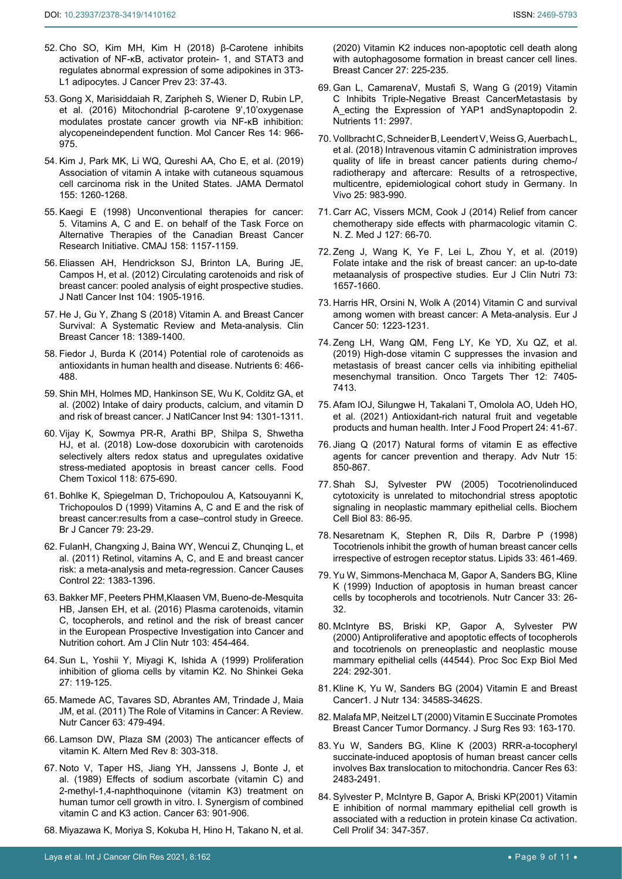52. Cho SO, Kim MH, Kim H (2018) β-Carotene inhibits activation of NF-κB, activator protein- 1, and STAT3 and regulates abnormal expression of some adipokines in 3T3-L1 adipocytes. J Cancer Prev 23: 37-43.

53. Gong X, Marisiddaiah R, Zaripheh S, Wiener D, Rubin LP, et al. (2016) Mitochondrial β-carotene 9',10'oxygenase modulates prostate cancer growth via NF-κB inhibition: alycopeneindependent function. Mol Cancer Res 14: 966-975.

54. Kim J, Park MK, Li WQ, Qureshi AA, Cho E, et al. (2019) Association of vitamin A intake with cutaneous squamous cell carcinoma risk in the United States. JAMA Dermatol 155: 1260-1268.

55. Kaegi E (1998) Unconventional therapies for cancer: 5. Vitamins A, C and E. on behalf of the Task Force on Alternative Therapies of the Canadian Breast Cancer Research Initiative. CMAJ 158: 1157-1159.

56. Eliassen AH, Hendrickson SJ, Brinton LA, Buring JE, Campos H, et al. (2012) Circulating carotenoids and risk of breast cancer: pooled analysis of eight prospective studies. J Natl Cancer Inst 104: 1905-1916.

57. He J, Gu Y, Zhang S (2018) Vitamin A. and Breast Cancer Survival: A Systematic Review and Meta-analysis. Clin Breast Cancer 18: 1389-1400.

58. Fiedor J, Burda K (2014) Potential role of carotenoids as antioxidants in human health and disease. Nutrients 6: 466-488.

59. Shin MH, Holmes MD, Hankinson SE, Wu K, Colditz GA, et al. (2002) Intake of dairy products, calcium, and vitamin D and risk of breast cancer. J NatlCancer Inst 94: 1301-1311.

60. Vijay K, Sowmya PR-R, Arathi BP, Shilpa S, Shwetha HJ, et al. (2018) Low-dose doxorubicin with carotenoids selectively alters redox status and upregulates oxidative stress-mediated apoptosis in breast cancer cells. Food Chem Toxicol 118: 675-690.

61. Bohlke K, Spiegelman D, Trichopoulou A, Katsouyanni K, Trichopoulos D (1999) Vitamins A, C and E and the risk of breast cancer:results from a case–control study in Greece. Br J Cancer 79: 23-29.

62. FulanH, Changxing J, Baina WY, Wencui Z, Chunqing L, et al. (2011) Retinol, vitamins A, C, and E and breast cancer risk: a meta-analysis and meta-regression. Cancer Causes Control 22: 1383-1396.

63. Bakker MF, Peeters PHM,Klaasen VM, Bueno-de-Mesquita HB, Jansen EH, et al. (2016) Plasma carotenoids, vitamin C, tocopherols, and retinol and the risk of breast cancer in the European Prospective Investigation into Cancer and Nutrition cohort. Am J Clin Nutr 103: 454-464.

64. Sun L, Yoshii Y, Miyagi K, Ishida A (1999) Proliferation inhibition of glioma cells by vitamin K2. No Shinkei Geka 27: 119-125.

65. Mamede AC, Tavares SD, Abrantes AM, Trindade J, Maia JM, et al. (2011) The Role of Vitamins in Cancer: A Review. Nutr Cancer 63: 479-494.

66. Lamson DW, Plaza SM (2003) The anticancer effects of vitamin K. Altern Med Rev 8: 303-318.

67. Noto V, Taper HS, Jiang YH, Janssens J, Bonte J, et al. (1989) Effects of sodium ascorbate (vitamin C) and 2-methyl-1,4-naphthoquinone (vitamin K3) treatment on human tumor cell growth in vitro. I. Synergism of combined vitamin C and K3 action. Cancer 63: 901-906.

68. Miyazawa K, Moriya S, Kokuba H, Hino H, Takano N, et al. (2020) Vitamin K2 induces non-apoptotic cell death along with autophagosome formation in breast cancer cell lines. Breast Cancer 27: 225-235.

69. Gan L, CamarenaV, Mustafi S, Wang G (2019) Vitamin C Inhibits Triple-Negative Breast CancerMetastasis by A_ecting the Expression of YAP1 andSynaptopodin 2. Nutrients 11: 2997.

70. Vollbracht C, Schneider B, Leendert V, Weiss G, Auerbach L, et al. (2018) Intravenous vitamin C administration improves quality of life in breast cancer patients during chemo-/radiotherapy and aftercare: Results of a retrospective, multicentre, epidemiological cohort study in Germany. In Vivo 25: 983-990.

71. Carr AC, Vissers MCM, Cook J (2014) Relief from cancer chemotherapy side effects with pharmacologic vitamin C. N. Z. Med J 127: 66-70.

72. Zeng J, Wang K, Ye F, Lei L, Zhou Y, et al. (2019) Folate intake and the risk of breast cancer: an up-to-date metaanalysis of prospective studies. Eur J Clin Nutri 73: 1657-1660.

73. Harris HR, Orsini N, Wolk A (2014) Vitamin C and survival among women with breast cancer: A Meta-analysis. Eur J Cancer 50: 1223-1231.

74. Zeng LH, Wang QM, Feng LY, Ke YD, Xu QZ, et al. (2019) High-dose vitamin C suppresses the invasion and metastasis of breast cancer cells via inhibiting epithelial mesenchymal transition. Onco Targets Ther 12: 7405-7413.

75. Afam IOJ, Silungwe H, Takalani T, Omolola AO, Udeh HO, et al. (2021) Antioxidant-rich natural fruit and vegetable products and human health. Inter J Food Propert 24: 41-67.

76. Jiang Q (2017) Natural forms of vitamin E as effective agents for cancer prevention and therapy. Adv Nutr 15: 850-867.

77. Shah SJ, Sylvester PW (2005) Tocotrienolinduced cytotoxicity is unrelated to mitochondrial stress apoptotic signaling in neoplastic mammary epithelial cells. Biochem Cell Biol 83: 86-95.

78. Nesaretnam K, Stephen R, Dils R, Darbre P (1998) Tocotrienols inhibit the growth of human breast cancer cells irrespective of estrogen receptor status. Lipids 33: 461-469.

79. Yu W, Simmons-Menchaca M, Gapor A, Sanders BG, Kline K (1999) Induction of apoptosis in human breast cancer cells by tocopherols and tocotrienols. Nutr Cancer 33: 26-32.

80. McIntyre BS, Briski KP, Gapor A, Sylvester PW (2000) Antiproliferative and apoptotic effects of tocopherols and tocotrienols on preneoplastic and neoplastic mouse mammary epithelial cells (44544). Proc Soc Exp Biol Med 224: 292-301.

81. Kline K, Yu W, Sanders BG (2004) Vitamin E and Breast Cancer1. J Nutr 134: 3458S-3462S.

82. Malafa MP, Neitzel LT (2000) Vitamin E Succinate Promotes Breast Cancer Tumor Dormancy. J Surg Res 93: 163-170.

83. Yu W, Sanders BG, Kline K (2003) RRR-a-tocopheryl succinate-induced apoptosis of human breast cancer cells involves Bax translocation to mitochondria. Cancer Res 63: 2483-2491.

84. Sylvester P, McIntyre B, Gapor A, Briski KP(2001) Vitamin E inhibition of normal mammary epithelial cell growth is associated with a reduction in protein kinase Cα activation. Cell Prolif 34: 347-357.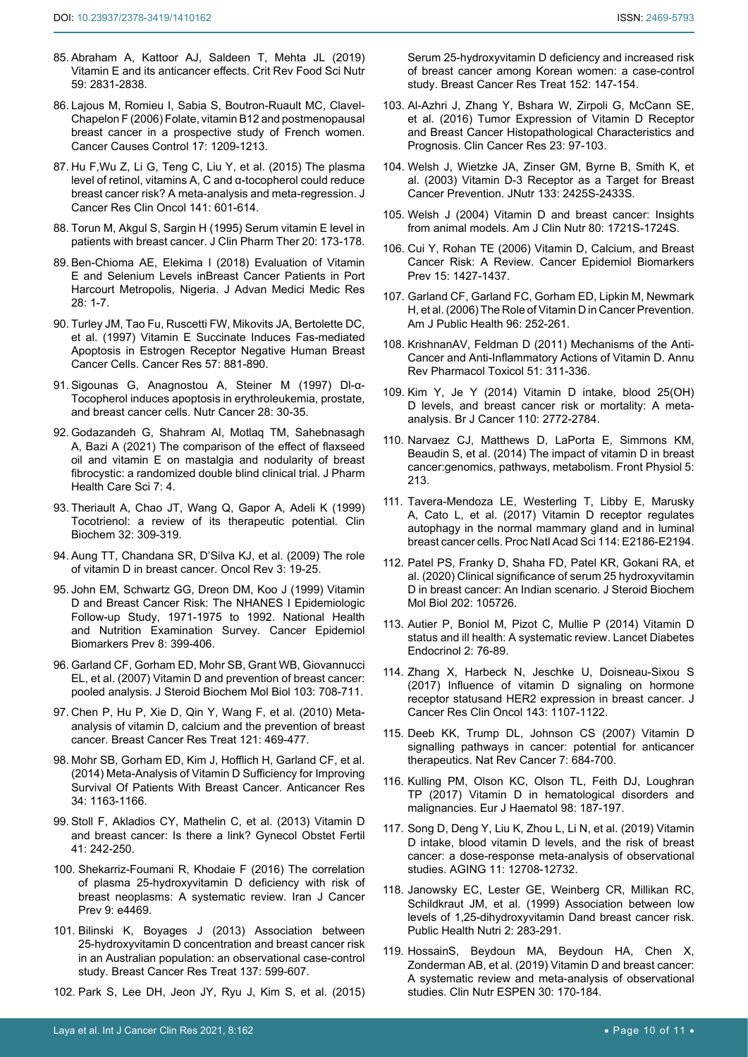85. Abraham A, Kattoor AJ, Saldeen T, Mehta JL (2019) Vitamin E and its anticancer effects. Crit Rev Food Sci Nutr 59: 2831-2838.

86. Lajous M, Romieu I, Sabia S, Boutron-Ruault MC, Clavel-Chapelon F (2006) Folate, vitamin B12 and postmenopausal breast cancer in a prospective study of French women. Cancer Causes Control 17: 1209-1213.

87. Hu F,Wu Z, Li G, Teng C, Liu Y, et al. (2015) The plasma level of retinol, vitamins A, C and α-tocopherol could reduce breast cancer risk? A meta-analysis and meta-regression. J Cancer Res Clin Oncol 141: 601-614.

88. Torun M, Akgul S, Sargin H (1995) Serum vitamin E level in patients with breast cancer. J Clin Pharm Ther 20: 173-178.

89. Ben-Chioma AE, Elekima I (2018) Evaluation of Vitamin E and Selenium Levels inBreast Cancer Patients in Port Harcourt Metropolis, Nigeria. J Advan Medici Medic Res 28: 1-7.

90. Turley JM, Tao Fu, Ruscetti FW, Mikovits JA, Bertolette DC, et al. (1997) Vitamin E Succinate Induces Fas-mediated Apoptosis in Estrogen Receptor Negative Human Breast Cancer Cells. Cancer Res 57: 881-890.

91. Sigounas G, Anagnostou A, Steiner M (1997) Dl-α-Tocopherol induces apoptosis in erythroleukemia, prostate, and breast cancer cells. Nutr Cancer 28: 30-35.

92. Godazandeh G, Shahram Al, Motlaq TM, Sahebnasagh A, Bazi A (2021) The comparison of the effect of flaxseed oil and vitamin E on mastalgia and nodularity of breast fibrocystic: a randomized double blind clinical trial. J Pharm Health Care Sci 7: 4.

93. Theriault A, Chao JT, Wang Q, Gapor A, Adeli K (1999) Tocotrienol: a review of its therapeutic potential. Clin Biochem 32: 309-319.

94. Aung TT, Chandana SR, D'Silva KJ, et al. (2009) The role of vitamin D in breast cancer. Oncol Rev 3: 19-25.

95. John EM, Schwartz GG, Dreon DM, Koo J (1999) Vitamin D and Breast Cancer Risk: The NHANES I Epidemiologic Follow-up Study, 1971-1975 to 1992. National Health and Nutrition Examination Survey. Cancer Epidemiol Biomarkers Prev 8: 399-406.

96. Garland CF, Gorham ED, Mohr SB, Grant WB, Giovannucci EL, et al. (2007) Vitamin D and prevention of breast cancer: pooled analysis. J Steroid Biochem Mol Biol 103: 708-711.

97. Chen P, Hu P, Xie D, Qin Y, Wang F, et al. (2010) Meta-analysis of vitamin D, calcium and the prevention of breast cancer. Breast Cancer Res Treat 121: 469-477.

98. Mohr SB, Gorham ED, Kim J, Hofflich H, Garland CF, et al. (2014) Meta-Analysis of Vitamin D Sufficiency for Improving Survival Of Patients With Breast Cancer. Anticancer Res 34: 1163-1166.

99. Stoll F, Akladios CY, Mathelin C, et al. (2013) Vitamin D and breast cancer: Is there a link? Gynecol Obstet Fertil 41: 242-250.

100. Shekarriz-Foumani R, Khodaie F (2016) The correlation of plasma 25-hydroxyvitamin D deficiency with risk of breast neoplasms: A systematic review. Iran J Cancer Prev 9: e4469.

101. Bilinski K, Boyages J (2013) Association between 25-hydroxyvitamin D concentration and breast cancer risk in an Australian population: an observational case-control study. Breast Cancer Res Treat 137: 599-607.

102. Park S, Lee DH, Jeon JY, Ryu J, Kim S, et al. (2015) Serum 25-hydroxyvitamin D deficiency and increased risk of breast cancer among Korean women: a case-control study. Breast Cancer Res Treat 152: 147-154.

103. Al-Azhri J, Zhang Y, Bshara W, Zirpoli G, McCann SE, et al. (2016) Tumor Expression of Vitamin D Receptor and Breast Cancer Histopathological Characteristics and Prognosis. Clin Cancer Res 23: 97-103.

104. Welsh J, Wietzke JA, Zinser GM, Byrne B, Smith K, et al. (2003) Vitamin D-3 Receptor as a Target for Breast Cancer Prevention. JNutr 133: 2425S-2433S.

105. Welsh J (2004) Vitamin D and breast cancer: Insights from animal models. Am J Clin Nutr 80: 1721S-1724S.

106. Cui Y, Rohan TE (2006) Vitamin D, Calcium, and Breast Cancer Risk: A Review. Cancer Epidemiol Biomarkers Prev 15: 1427-1437.

107. Garland CF, Garland FC, Gorham ED, Lipkin M, Newmark H, et al. (2006) The Role of Vitamin D in Cancer Prevention. Am J Public Health 96: 252-261.

108. KrishnanAV, Feldman D (2011) Mechanisms of the Anti-Cancer and Anti-Inflammatory Actions of Vitamin D. Annu Rev Pharmacol Toxicol 51: 311-336.

109. Kim Y, Je Y (2014) Vitamin D intake, blood 25(OH) D levels, and breast cancer risk or mortality: A meta-analysis. Br J Cancer 110: 2772-2784.

110. Narvaez CJ, Matthews D, LaPorta E, Simmons KM, Beaudin S, et al. (2014) The impact of vitamin D in breast cancer:genomics, pathways, metabolism. Front Physiol 5: 213.

111. Tavera-Mendoza LE, Westerling T, Libby E, Marusky A, Cato L, et al. (2017) Vitamin D receptor regulates autophagy in the normal mammary gland and in luminal breast cancer cells. Proc Natl Acad Sci 114: E2186-E2194.

112. Patel PS, Franky D, Shaha FD, Patel KR, Gokani RA, et al. (2020) Clinical significance of serum 25 hydroxyvitamin D in breast cancer: An Indian scenario. J Steroid Biochem Mol Biol 202: 105726.

113. Autier P, Boniol M, Pizot C, Mullie P (2014) Vitamin D status and ill health: A systematic review. Lancet Diabetes Endocrinol 2: 76-89.

114. Zhang X, Harbeck N, Jeschke U, Doisneau-Sixou S (2017) Influence of vitamin D signaling on hormone receptor statusand HER2 expression in breast cancer. J Cancer Res Clin Oncol 143: 1107-1122.

115. Deeb KK, Trump DL, Johnson CS (2007) Vitamin D signalling pathways in cancer: potential for anticancer therapeutics. Nat Rev Cancer 7: 684-700.

116. Kulling PM, Olson KC, Olson TL, Feith DJ, Loughran TP (2017) Vitamin D in hematological disorders and malignancies. Eur J Haematol 98: 187-197.

117. Song D, Deng Y, Liu K, Zhou L, Li N, et al. (2019) Vitamin D intake, blood vitamin D levels, and the risk of breast cancer: a dose-response meta-analysis of observational studies. AGING 11: 12708-12732.

118. Janowsky EC, Lester GE, Weinberg CR, Millikan RC, Schildkraut JM, et al. (1999) Association between low levels of 1,25-dihydroxyvitamin Dand breast cancer risk. Public Health Nutri 2: 283-291.

119. HossainS, Beydoun MA, Beydoun HA, Chen X, Zonderman AB, et al. (2019) Vitamin D and breast cancer: A systematic review and meta-analysis of observational studies. Clin Nutr ESPEN 30: 170-184.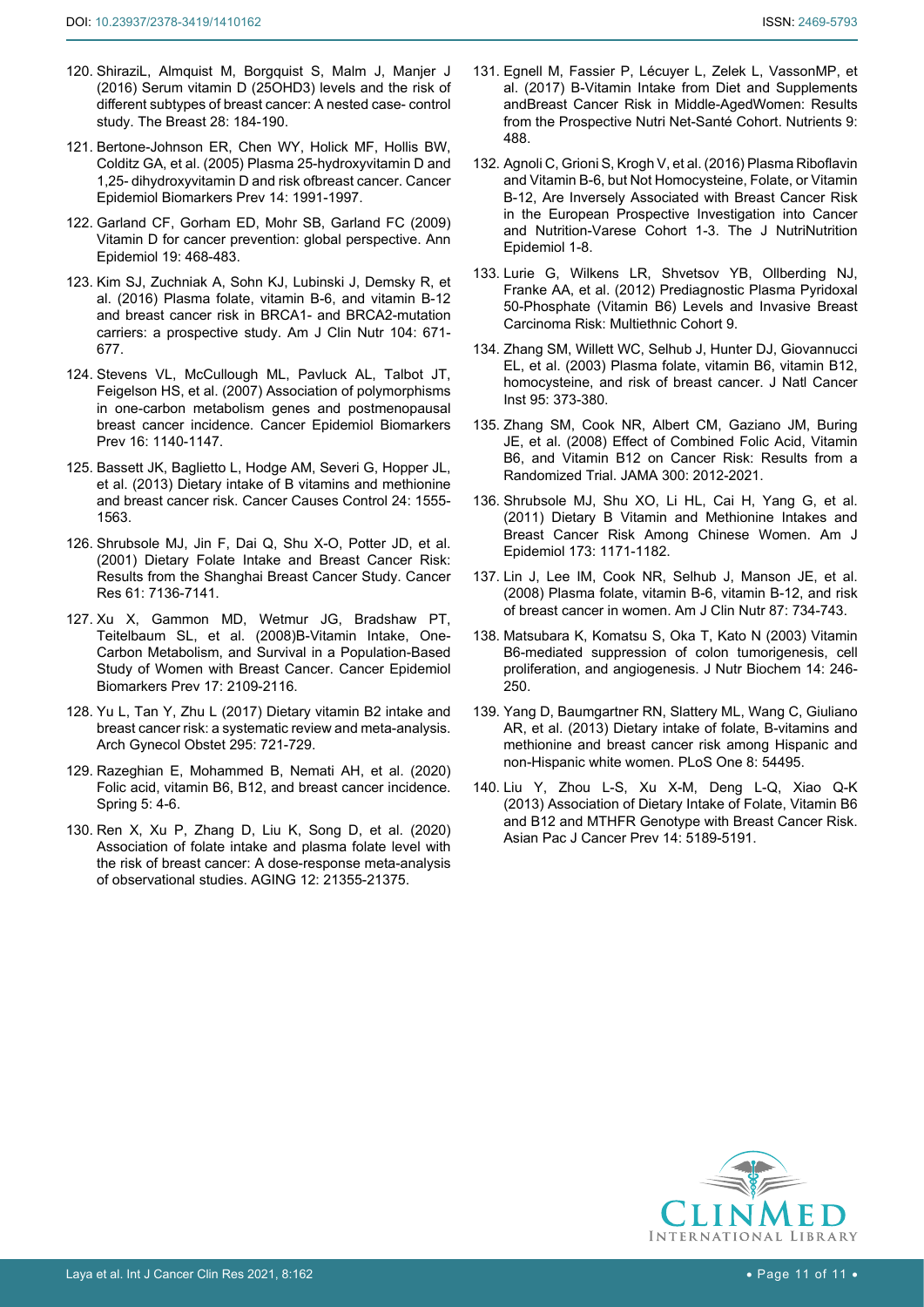120. ShiraziL, Almquist M, Borgquist S, Malm J, Manjer J (2016) Serum vitamin D (25OHD3) levels and the risk of different subtypes of breast cancer: A nested case- control study. The Breast 28: 184-190.

121. Bertone-Johnson ER, Chen WY, Holick MF, Hollis BW, Colditz GA, et al. (2005) Plasma 25-hydroxyvitamin D and 1,25- dihydroxyvitamin D and risk ofbreast cancer. Cancer Epidemiol Biomarkers Prev 14: 1991-1997.

122. Garland CF, Gorham ED, Mohr SB, Garland FC (2009) Vitamin D for cancer prevention: global perspective. Ann Epidemiol 19: 468-483.

123. Kim SJ, Zuchniak A, Sohn KJ, Lubinski J, Demsky R, et al. (2016) Plasma folate, vitamin B-6, and vitamin B-12 and breast cancer risk in BRCA1- and BRCA2-mutation carriers: a prospective study. Am J Clin Nutr 104: 671-677.

124. Stevens VL, McCullough ML, Pavluck AL, Talbot JT, Feigelson HS, et al. (2007) Association of polymorphisms in one-carbon metabolism genes and postmenopausal breast cancer incidence. Cancer Epidemiol Biomarkers Prev 16: 1140-1147.

125. Bassett JK, Baglietto L, Hodge AM, Severi G, Hopper JL, et al. (2013) Dietary intake of B vitamins and methionine and breast cancer risk. Cancer Causes Control 24: 1555-1563.

126. Shrubsole MJ, Jin F, Dai Q, Shu X-O, Potter JD, et al. (2001) Dietary Folate Intake and Breast Cancer Risk: Results from the Shanghai Breast Cancer Study. Cancer Res 61: 7136-7141.

127. Xu X, Gammon MD, Wetmur JG, Bradshaw PT, Teitelbaum SL, et al. (2008)B-Vitamin Intake, One-Carbon Metabolism, and Survival in a Population-Based Study of Women with Breast Cancer. Cancer Epidemiol Biomarkers Prev 17: 2109-2116.

128. Yu L, Tan Y, Zhu L (2017) Dietary vitamin B2 intake and breast cancer risk: a systematic review and meta-analysis. Arch Gynecol Obstet 295: 721-729.

129. Razeghian E, Mohammed B, Nemati AH, et al. (2020) Folic acid, vitamin B6, B12, and breast cancer incidence. Spring 5: 4-6.

130. Ren X, Xu P, Zhang D, Liu K, Song D, et al. (2020) Association of folate intake and plasma folate level with the risk of breast cancer: A dose-response meta-analysis of observational studies. AGING 12: 21355-21375.

131. Egnell M, Fassier P, Lécuyer L, Zelek L, VassonMP, et al. (2017) B-Vitamin Intake from Diet and Supplements andBreast Cancer Risk in Middle-AgedWomen: Results from the Prospective Nutri Net-Santé Cohort. Nutrients 9: 488.

132. Agnoli C, Grioni S, Krogh V, et al. (2016) Plasma Riboflavin and Vitamin B-6, but Not Homocysteine, Folate, or Vitamin B-12, Are Inversely Associated with Breast Cancer Risk in the European Prospective Investigation into Cancer and Nutrition-Varese Cohort 1-3. The J NutriNutrition Epidemiol 1-8.

133. Lurie G, Wilkens LR, Shvetsov YB, Ollberding NJ, Franke AA, et al. (2012) Prediagnostic Plasma Pyridoxal 50-Phosphate (Vitamin B6) Levels and Invasive Breast Carcinoma Risk: Multiethnic Cohort 9.

134. Zhang SM, Willett WC, Selhub J, Hunter DJ, Giovannucci EL, et al. (2003) Plasma folate, vitamin B6, vitamin B12, homocysteine, and risk of breast cancer. J Natl Cancer Inst 95: 373-380.

135. Zhang SM, Cook NR, Albert CM, Gaziano JM, Buring JE, et al. (2008) Effect of Combined Folic Acid, Vitamin B6, and Vitamin B12 on Cancer Risk: Results from a Randomized Trial. JAMA 300: 2012-2021.

136. Shrubsole MJ, Shu XO, Li HL, Cai H, Yang G, et al. (2011) Dietary B Vitamin and Methionine Intakes and Breast Cancer Risk Among Chinese Women. Am J Epidemiol 173: 1171-1182.

137. Lin J, Lee IM, Cook NR, Selhub J, Manson JE, et al. (2008) Plasma folate, vitamin B-6, vitamin B-12, and risk of breast cancer in women. Am J Clin Nutr 87: 734-743.

138. Matsubara K, Komatsu S, Oka T, Kato N (2003) Vitamin B6-mediated suppression of colon tumorigenesis, cell proliferation, and angiogenesis. J Nutr Biochem 14: 246-250.

139. Yang D, Baumgartner RN, Slattery ML, Wang C, Giuliano AR, et al. (2013) Dietary intake of folate, B-vitamins and methionine and breast cancer risk among Hispanic and non-Hispanic white women. PLoS One 8: 54495.

140. Liu Y, Zhou L-S, Xu X-M, Deng L-Q, Xiao Q-K (2013) Association of Dietary Intake of Folate, Vitamin B6 and B12 and MTHFR Genotype with Breast Cancer Risk. Asian Pac J Cancer Prev 14: 5189-5191.